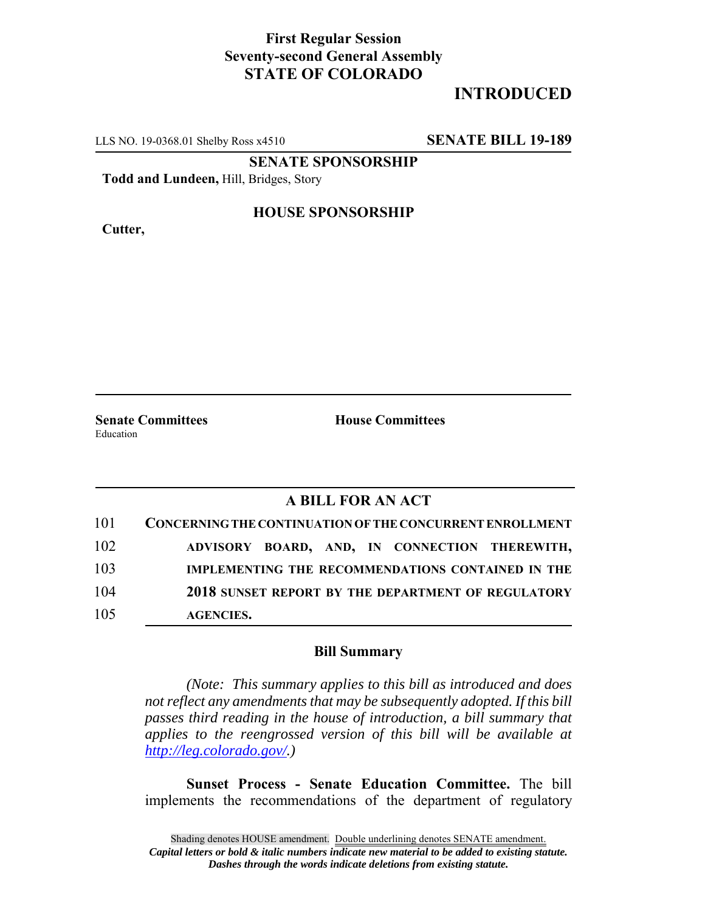**First Regular Session**
**Seventy-second General Assembly**
**STATE OF COLORADO**

**INTRODUCED**

LLS NO. 19-0368.01 Shelby Ross x4510 **SENATE BILL 19-189**

**SENATE SPONSORSHIP**

**Todd and Lundeen,** Hill, Bridges, Story

**HOUSE SPONSORSHIP**

**Cutter,**

**Senate Committees**
Education

**House Committees**

## A BILL FOR AN ACT

101 **CONCERNING THE CONTINUATION OF THE CONCURRENT ENROLLMENT**
102 **ADVISORY BOARD, AND, IN CONNECTION THEREWITH,**
103 **IMPLEMENTING THE RECOMMENDATIONS CONTAINED IN THE**
104 **2018 SUNSET REPORT BY THE DEPARTMENT OF REGULATORY**
105 **AGENCIES.**

### Bill Summary

*(Note: This summary applies to this bill as introduced and does not reflect any amendments that may be subsequently adopted. If this bill passes third reading in the house of introduction, a bill summary that applies to the reengrossed version of this bill will be available at http://leg.colorado.gov/.)*

**Sunset Process - Senate Education Committee.** The bill implements the recommendations of the department of regulatory

Shading denotes HOUSE amendment. Double underlining denotes SENATE amendment.
*Capital letters or bold & italic numbers indicate new material to be added to existing statute.*
*Dashes through the words indicate deletions from existing statute.*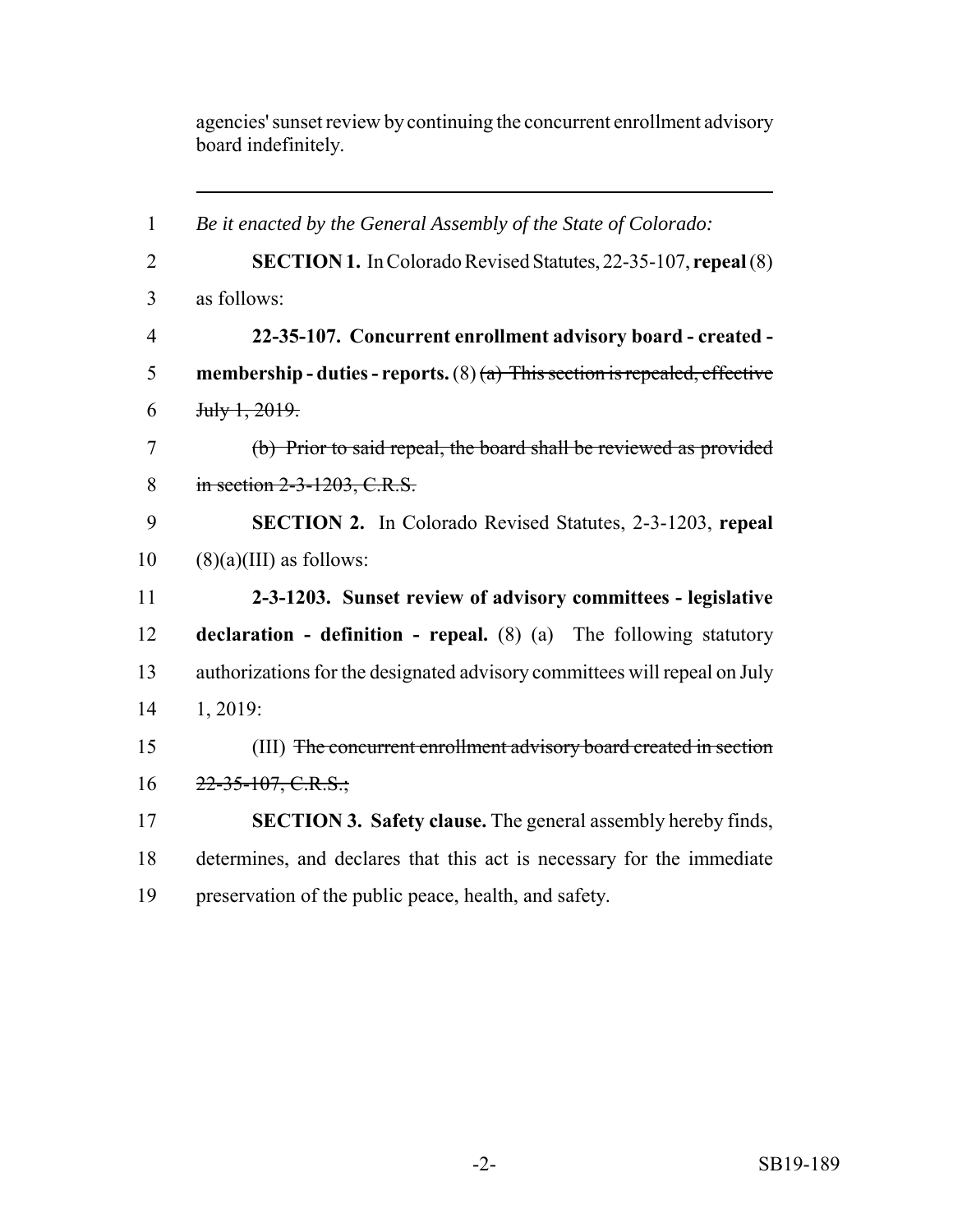agencies' sunset review by continuing the concurrent enrollment advisory board indefinitely.

---

1 *Be it enacted by the General Assembly of the State of Colorado:*

2 **SECTION 1.** In Colorado Revised Statutes, 22-35-107, **repeal** (8)

3 as follows:

4 **22-35-107. Concurrent enrollment advisory board - created -**

5 **membership - duties - reports.** (8) ~~(a) This section is repealed, effective~~

6 ~~July 1, 2019.~~

7 ~~(b) Prior to said repeal, the board shall be reviewed as provided~~

8 ~~in section 2-3-1203, C.R.S.~~

9 **SECTION 2.** In Colorado Revised Statutes, 2-3-1203, **repeal**

10 (8)(a)(III) as follows:

11 **2-3-1203. Sunset review of advisory committees - legislative**

12 **declaration - definition - repeal.** (8) (a) The following statutory

13 authorizations for the designated advisory committees will repeal on July

14 1, 2019:

15 (III) ~~The concurrent enrollment advisory board created in section~~

16 ~~22-35-107, C.R.S.;~~

17 **SECTION 3. Safety clause.** The general assembly hereby finds,

18 determines, and declares that this act is necessary for the immediate

19 preservation of the public peace, health, and safety.